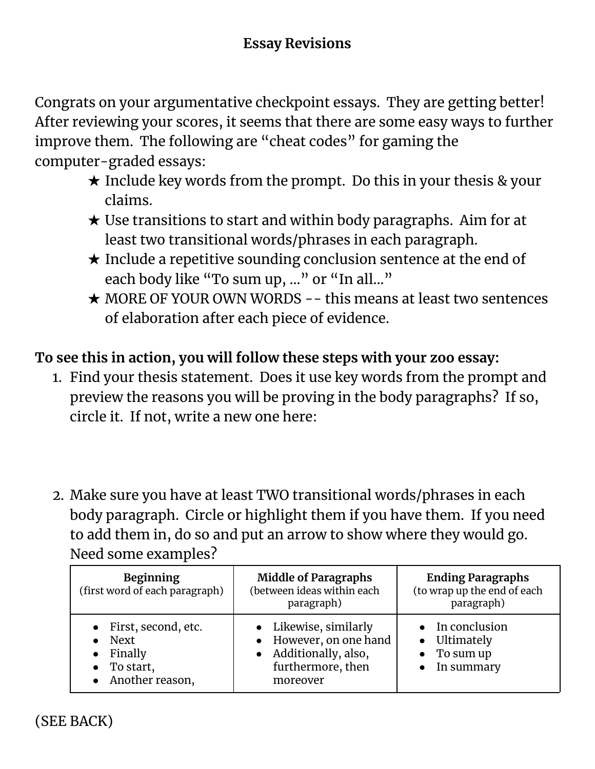# Essay Revisions

Congrats on your argumentative checkpoint essays. They are getting better! After reviewing your scores, it seems that there are some easy ways to further improve them. The following are "cheat codes" for gaming the computer-graded essays:

- ★ Include key words from the prompt. Do this in your thesis & your claims.
- ★ Use transitions to start and within body paragraphs. Aim for at least two transitional words/phrases in each paragraph.
- ★ Include a repetitive sounding conclusion sentence at the end of each body like "To sum up, …" or "In all…"
- ★ MORE OF YOUR OWN WORDS -- this means at least two sentences of elaboration after each piece of evidence.

**To see this in action, you will follow these steps with your zoo essay:**

1. Find your thesis statement. Does it use key words from the prompt and preview the reasons you will be proving in the body paragraphs? If so, circle it. If not, write a new one here:

2. Make sure you have at least TWO transitional words/phrases in each body paragraph. Circle or highlight them if you have them. If you need to add them in, do so and put an arrow to show where they would go. Need some examples?

| **Beginning** (first word of each paragraph) | **Middle of Paragraphs** (between ideas within each paragraph) | **Ending Paragraphs** (to wrap up the end of each paragraph) |
|---|---|---|
| • First, second, etc.<br>• Next<br>• Finally<br>• To start,<br>• Another reason, | • Likewise, similarly<br>• However, on one hand<br>• Additionally, also, furthermore, then moreover | • In conclusion<br>• Ultimately<br>• To sum up<br>• In summary |

(SEE BACK)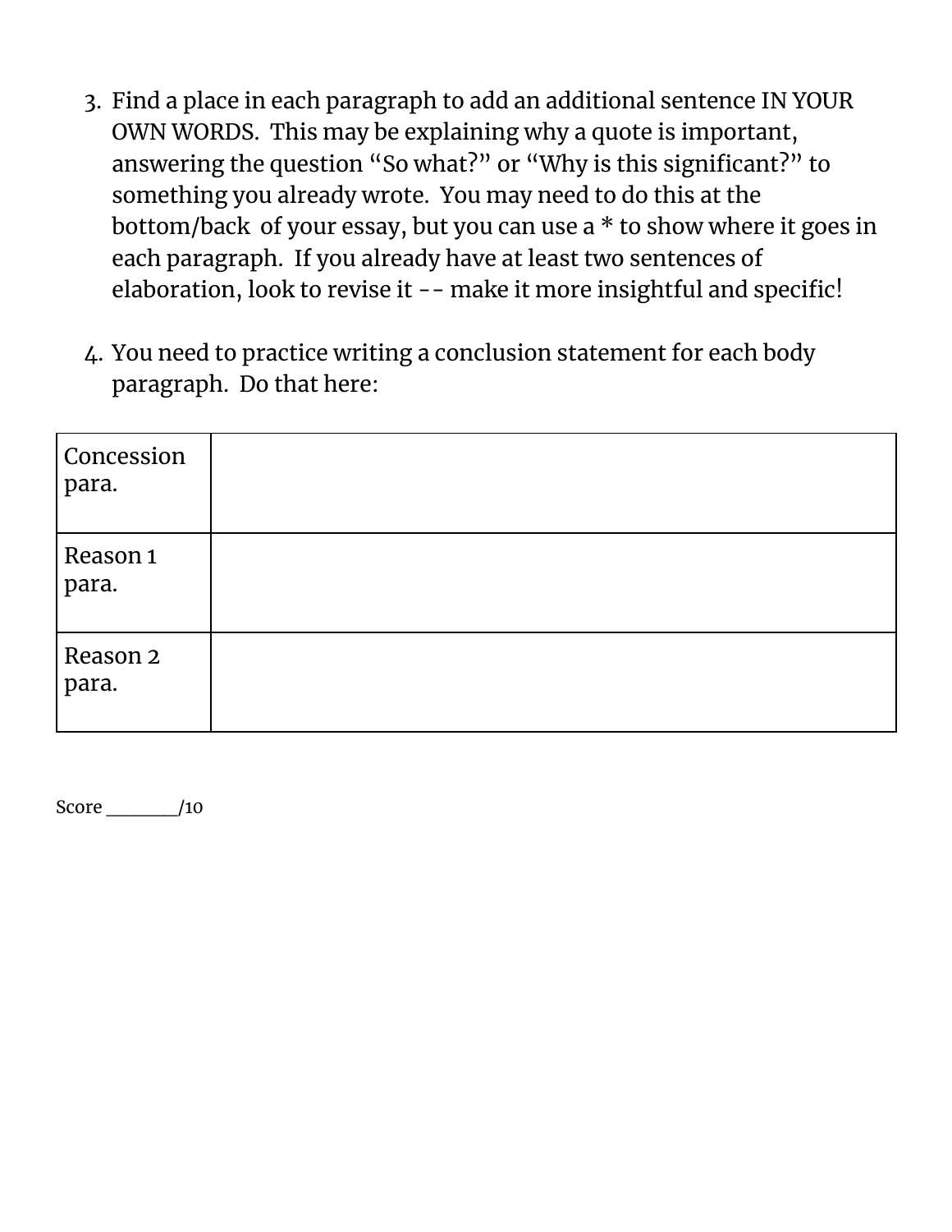3. Find a place in each paragraph to add an additional sentence IN YOUR OWN WORDS. This may be explaining why a quote is important, answering the question "So what?" or "Why is this significant?" to something you already wrote. You may need to do this at the bottom/back of your essay, but you can use a * to show where it goes in each paragraph. If you already have at least two sentences of elaboration, look to revise it -- make it more insightful and specific!

4. You need to practice writing a conclusion statement for each body paragraph. Do that here:

| | |
|---|---|
| Concession para. | |
| Reason 1 para. | |
| Reason 2 para. | |

Score ________/10